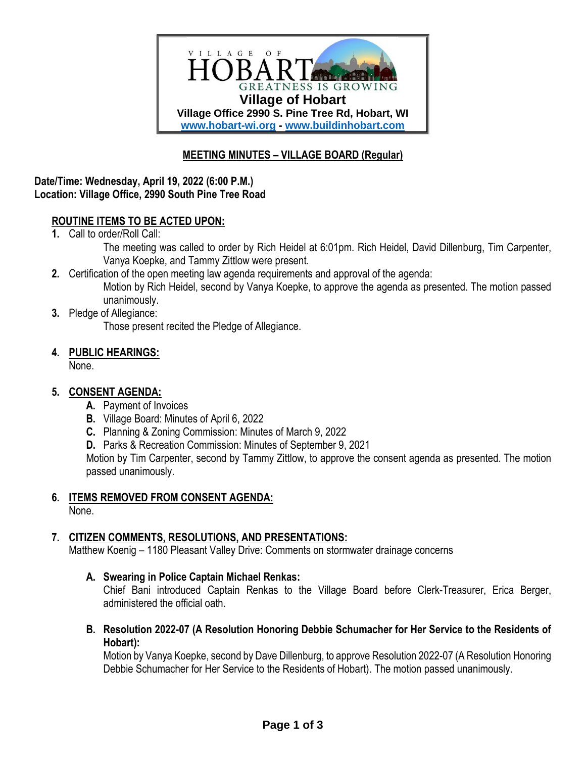VILLAGE OF
HOBART
GREATNESS IS GROWING

**Village of Hobart**
**Village Office 2990 S. Pine Tree Rd, Hobart, WI**
**www.hobart-wi.org - www.buildinhobart.com**

# MEETING MINUTES – VILLAGE BOARD (Regular)

**Date/Time: Wednesday, April 19, 2022 (6:00 P.M.)**
**Location: Village Office, 2990 South Pine Tree Road**

## ROUTINE ITEMS TO BE ACTED UPON:

1. Call to order/Roll Call:
   The meeting was called to order by Rich Heidel at 6:01pm. Rich Heidel, David Dillenburg, Tim Carpenter, Vanya Koepke, and Tammy Zittlow were present.
2. Certification of the open meeting law agenda requirements and approval of the agenda:
   Motion by Rich Heidel, second by Vanya Koepke, to approve the agenda as presented. The motion passed unanimously.
3. Pledge of Allegiance:
   Those present recited the Pledge of Allegiance.

4. **PUBLIC HEARINGS:**
   None.

5. **CONSENT AGENDA:**
   - **A.** Payment of Invoices
   - **B.** Village Board: Minutes of April 6, 2022
   - **C.** Planning & Zoning Commission: Minutes of March 9, 2022
   - **D.** Parks & Recreation Commission: Minutes of September 9, 2021

   Motion by Tim Carpenter, second by Tammy Zittlow, to approve the consent agenda as presented. The motion passed unanimously.

6. **ITEMS REMOVED FROM CONSENT AGENDA:**
   None.

7. **CITIZEN COMMENTS, RESOLUTIONS, AND PRESENTATIONS:**
   Matthew Koenig – 1180 Pleasant Valley Drive: Comments on stormwater drainage concerns

   **A. Swearing in Police Captain Michael Renkas:**
   Chief Bani introduced Captain Renkas to the Village Board before Clerk-Treasurer, Erica Berger, administered the official oath.

   **B. Resolution 2022-07 (A Resolution Honoring Debbie Schumacher for Her Service to the Residents of Hobart):**
   Motion by Vanya Koepke, second by Dave Dillenburg, to approve Resolution 2022-07 (A Resolution Honoring Debbie Schumacher for Her Service to the Residents of Hobart). The motion passed unanimously.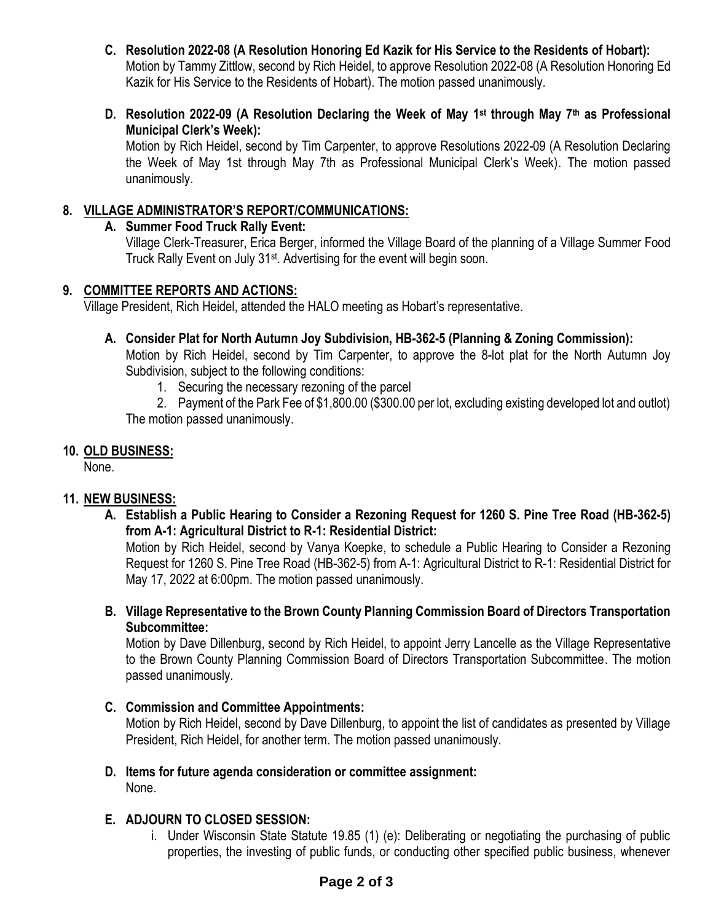**C. Resolution 2022-08 (A Resolution Honoring Ed Kazik for His Service to the Residents of Hobart):**
Motion by Tammy Zittlow, second by Rich Heidel, to approve Resolution 2022-08 (A Resolution Honoring Ed Kazik for His Service to the Residents of Hobart). The motion passed unanimously.

**D. Resolution 2022-09 (A Resolution Declaring the Week of May 1st through May 7th as Professional Municipal Clerk's Week):**
Motion by Rich Heidel, second by Tim Carpenter, to approve Resolutions 2022-09 (A Resolution Declaring the Week of May 1st through May 7th as Professional Municipal Clerk's Week). The motion passed unanimously.

## 8. VILLAGE ADMINISTRATOR'S REPORT/COMMUNICATIONS:

**A. Summer Food Truck Rally Event:**
Village Clerk-Treasurer, Erica Berger, informed the Village Board of the planning of a Village Summer Food Truck Rally Event on July 31st. Advertising for the event will begin soon.

## 9. COMMITTEE REPORTS AND ACTIONS:

Village President, Rich Heidel, attended the HALO meeting as Hobart's representative.

**A. Consider Plat for North Autumn Joy Subdivision, HB-362-5 (Planning & Zoning Commission):**
Motion by Rich Heidel, second by Tim Carpenter, to approve the 8-lot plat for the North Autumn Joy Subdivision, subject to the following conditions:

1. Securing the necessary rezoning of the parcel
2. Payment of the Park Fee of $1,800.00 ($300.00 per lot, excluding existing developed lot and outlot)

The motion passed unanimously.

## 10. OLD BUSINESS:

None.

## 11. NEW BUSINESS:

**A. Establish a Public Hearing to Consider a Rezoning Request for 1260 S. Pine Tree Road (HB-362-5) from A-1: Agricultural District to R-1: Residential District:**
Motion by Rich Heidel, second by Vanya Koepke, to schedule a Public Hearing to Consider a Rezoning Request for 1260 S. Pine Tree Road (HB-362-5) from A-1: Agricultural District to R-1: Residential District for May 17, 2022 at 6:00pm. The motion passed unanimously.

**B. Village Representative to the Brown County Planning Commission Board of Directors Transportation Subcommittee:**
Motion by Dave Dillenburg, second by Rich Heidel, to appoint Jerry Lancelle as the Village Representative to the Brown County Planning Commission Board of Directors Transportation Subcommittee. The motion passed unanimously.

**C. Commission and Committee Appointments:**
Motion by Rich Heidel, second by Dave Dillenburg, to appoint the list of candidates as presented by Village President, Rich Heidel, for another term. The motion passed unanimously.

**D. Items for future agenda consideration or committee assignment:**
None.

**E. ADJOURN TO CLOSED SESSION:**

i. Under Wisconsin State Statute 19.85 (1) (e): Deliberating or negotiating the purchasing of public properties, the investing of public funds, or conducting other specified public business, whenever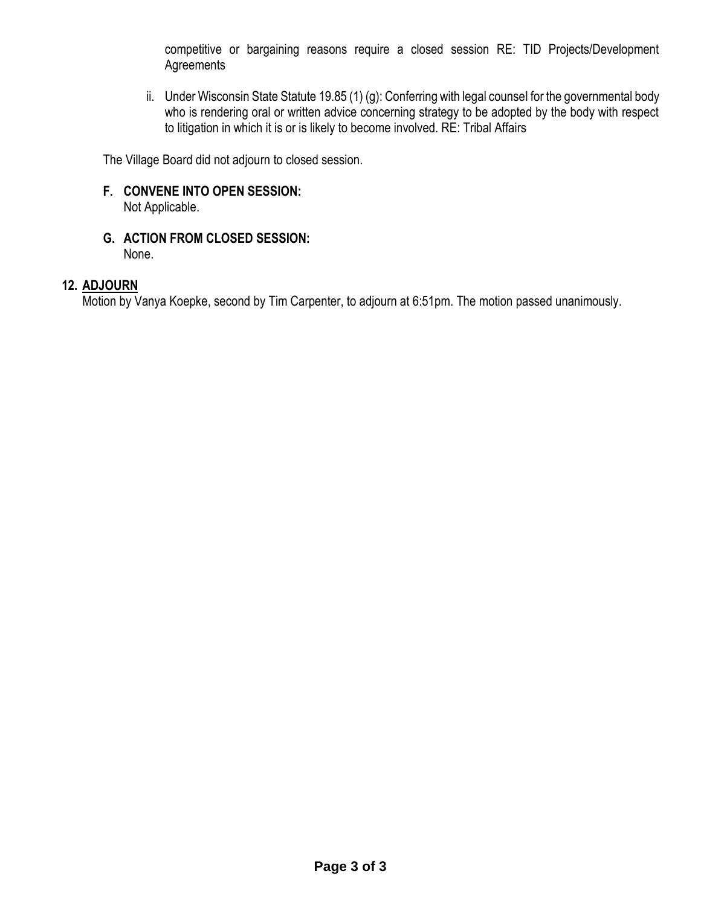competitive or bargaining reasons require a closed session RE: TID Projects/Development Agreements

ii. Under Wisconsin State Statute 19.85 (1) (g): Conferring with legal counsel for the governmental body who is rendering oral or written advice concerning strategy to be adopted by the body with respect to litigation in which it is or is likely to become involved. RE: Tribal Affairs

The Village Board did not adjourn to closed session.

**F. CONVENE INTO OPEN SESSION:**
Not Applicable.

**G. ACTION FROM CLOSED SESSION:**
None.

## 12. ADJOURN

Motion by Vanya Koepke, second by Tim Carpenter, to adjourn at 6:51pm. The motion passed unanimously.